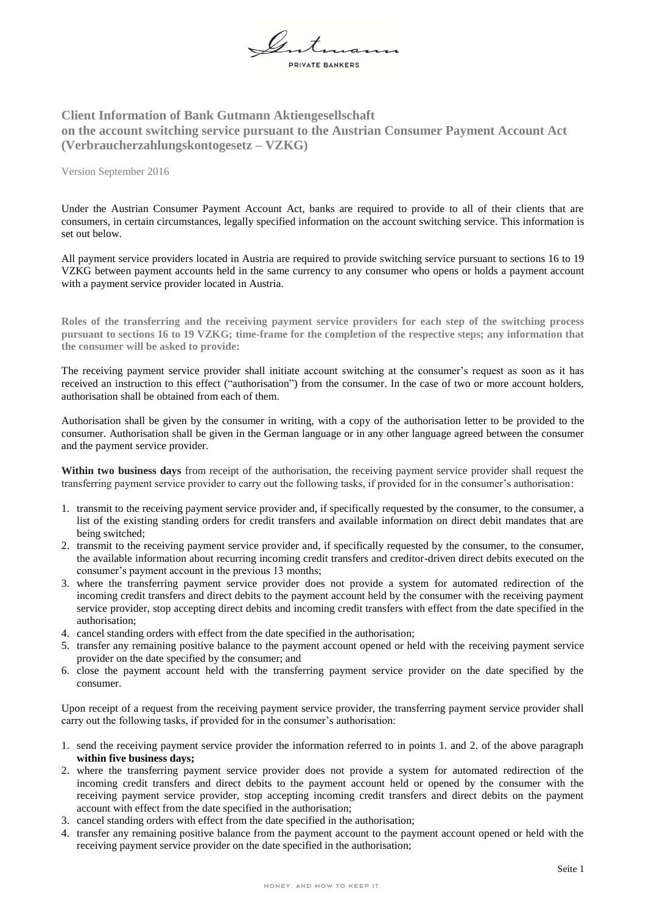# Client Information of Bank Gutmann Aktiengesellschaft on the account switching service pursuant to the Austrian Consumer Payment Account Act (Verbraucherzahlungskontogesetz – VZKG)

Version September 2016

Under the Austrian Consumer Payment Account Act, banks are required to provide to all of their clients that are consumers, in certain circumstances, legally specified information on the account switching service. This information is set out below.

All payment service providers located in Austria are required to provide switching service pursuant to sections 16 to 19 VZKG between payment accounts held in the same currency to any consumer who opens or holds a payment account with a payment service provider located in Austria.

**Roles of the transferring and the receiving payment service providers for each step of the switching process pursuant to sections 16 to 19 VZKG; time-frame for the completion of the respective steps; any information that the consumer will be asked to provide:**

The receiving payment service provider shall initiate account switching at the consumer's request as soon as it has received an instruction to this effect ("authorisation") from the consumer. In the case of two or more account holders, authorisation shall be obtained from each of them.

Authorisation shall be given by the consumer in writing, with a copy of the authorisation letter to be provided to the consumer. Authorisation shall be given in the German language or in any other language agreed between the consumer and the payment service provider.

**Within two business days** from receipt of the authorisation, the receiving payment service provider shall request the transferring payment service provider to carry out the following tasks, if provided for in the consumer's authorisation:

1. transmit to the receiving payment service provider and, if specifically requested by the consumer, to the consumer, a list of the existing standing orders for credit transfers and available information on direct debit mandates that are being switched;
2. transmit to the receiving payment service provider and, if specifically requested by the consumer, to the consumer, the available information about recurring incoming credit transfers and creditor-driven direct debits executed on the consumer's payment account in the previous 13 months;
3. where the transferring payment service provider does not provide a system for automated redirection of the incoming credit transfers and direct debits to the payment account held by the consumer with the receiving payment service provider, stop accepting direct debits and incoming credit transfers with effect from the date specified in the authorisation;
4. cancel standing orders with effect from the date specified in the authorisation;
5. transfer any remaining positive balance to the payment account opened or held with the receiving payment service provider on the date specified by the consumer; and
6. close the payment account held with the transferring payment service provider on the date specified by the consumer.

Upon receipt of a request from the receiving payment service provider, the transferring payment service provider shall carry out the following tasks, if provided for in the consumer's authorisation:

1. send the receiving payment service provider the information referred to in points 1. and 2. of the above paragraph **within five business days;**
2. where the transferring payment service provider does not provide a system for automated redirection of the incoming credit transfers and direct debits to the payment account held or opened by the consumer with the receiving payment service provider, stop accepting incoming credit transfers and direct debits on the payment account with effect from the date specified in the authorisation;
3. cancel standing orders with effect from the date specified in the authorisation;
4. transfer any remaining positive balance from the payment account to the payment account opened or held with the receiving payment service provider on the date specified in the authorisation;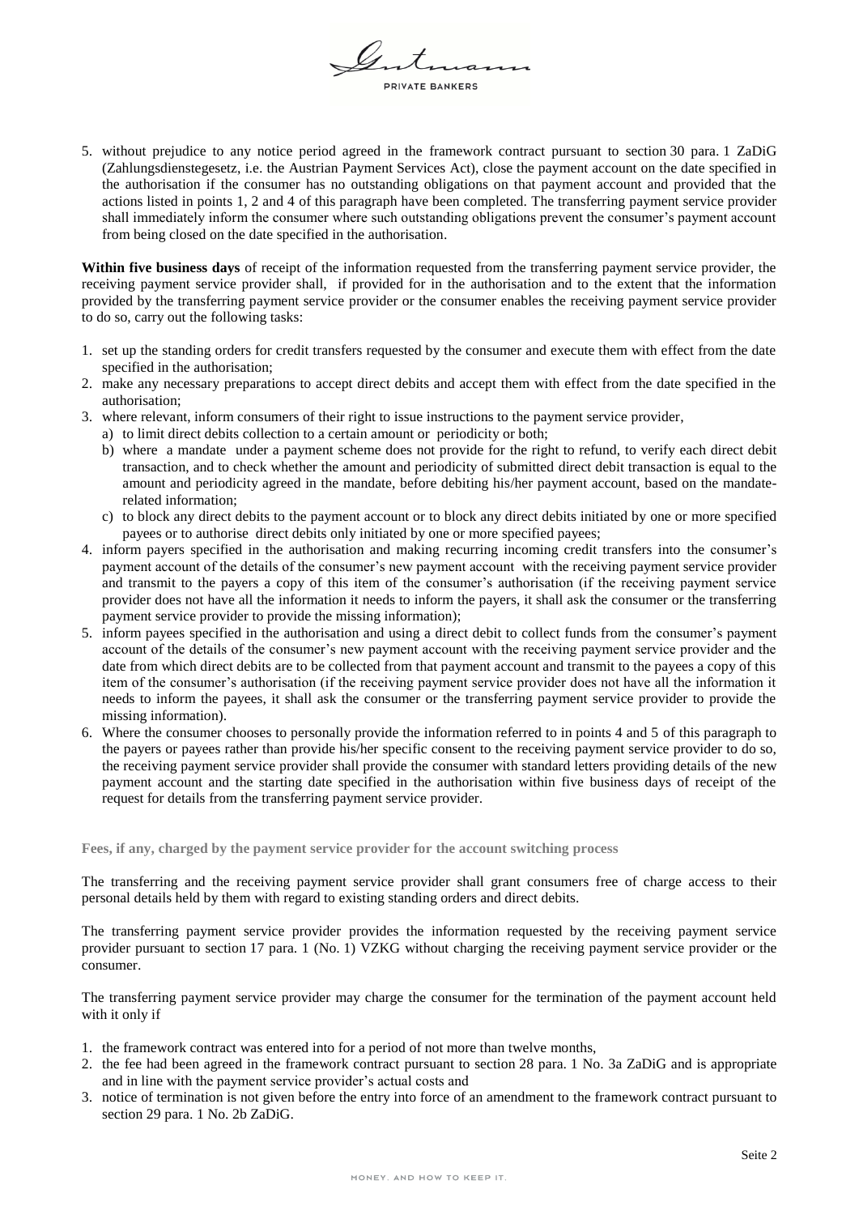5. without prejudice to any notice period agreed in the framework contract pursuant to section 30 para. 1 ZaDiG (Zahlungsdienstegesetz, i.e. the Austrian Payment Services Act), close the payment account on the date specified in the authorisation if the consumer has no outstanding obligations on that payment account and provided that the actions listed in points 1, 2 and 4 of this paragraph have been completed. The transferring payment service provider shall immediately inform the consumer where such outstanding obligations prevent the consumer's payment account from being closed on the date specified in the authorisation.

**Within five business days** of receipt of the information requested from the transferring payment service provider, the receiving payment service provider shall, if provided for in the authorisation and to the extent that the information provided by the transferring payment service provider or the consumer enables the receiving payment service provider to do so, carry out the following tasks:

1. set up the standing orders for credit transfers requested by the consumer and execute them with effect from the date specified in the authorisation;
2. make any necessary preparations to accept direct debits and accept them with effect from the date specified in the authorisation;
3. where relevant, inform consumers of their right to issue instructions to the payment service provider,
   a) to limit direct debits collection to a certain amount or periodicity or both;
   b) where a mandate under a payment scheme does not provide for the right to refund, to verify each direct debit transaction, and to check whether the amount and periodicity of submitted direct debit transaction is equal to the amount and periodicity agreed in the mandate, before debiting his/her payment account, based on the mandate-related information;
   c) to block any direct debits to the payment account or to block any direct debits initiated by one or more specified payees or to authorise direct debits only initiated by one or more specified payees;
4. inform payers specified in the authorisation and making recurring incoming credit transfers into the consumer's payment account of the details of the consumer's new payment account with the receiving payment service provider and transmit to the payers a copy of this item of the consumer's authorisation (if the receiving payment service provider does not have all the information it needs to inform the payers, it shall ask the consumer or the transferring payment service provider to provide the missing information);
5. inform payees specified in the authorisation and using a direct debit to collect funds from the consumer's payment account of the details of the consumer's new payment account with the receiving payment service provider and the date from which direct debits are to be collected from that payment account and transmit to the payees a copy of this item of the consumer's authorisation (if the receiving payment service provider does not have all the information it needs to inform the payees, it shall ask the consumer or the transferring payment service provider to provide the missing information).
6. Where the consumer chooses to personally provide the information referred to in points 4 and 5 of this paragraph to the payers or payees rather than provide his/her specific consent to the receiving payment service provider to do so, the receiving payment service provider shall provide the consumer with standard letters providing details of the new payment account and the starting date specified in the authorisation within five business days of receipt of the request for details from the transferring payment service provider.

**Fees, if any, charged by the payment service provider for the account switching process**

The transferring and the receiving payment service provider shall grant consumers free of charge access to their personal details held by them with regard to existing standing orders and direct debits.

The transferring payment service provider provides the information requested by the receiving payment service provider pursuant to section 17 para. 1 (No. 1) VZKG without charging the receiving payment service provider or the consumer.

The transferring payment service provider may charge the consumer for the termination of the payment account held with it only if

1. the framework contract was entered into for a period of not more than twelve months,
2. the fee had been agreed in the framework contract pursuant to section 28 para. 1 No. 3a ZaDiG and is appropriate and in line with the payment service provider's actual costs and
3. notice of termination is not given before the entry into force of an amendment to the framework contract pursuant to section 29 para. 1 No. 2b ZaDiG.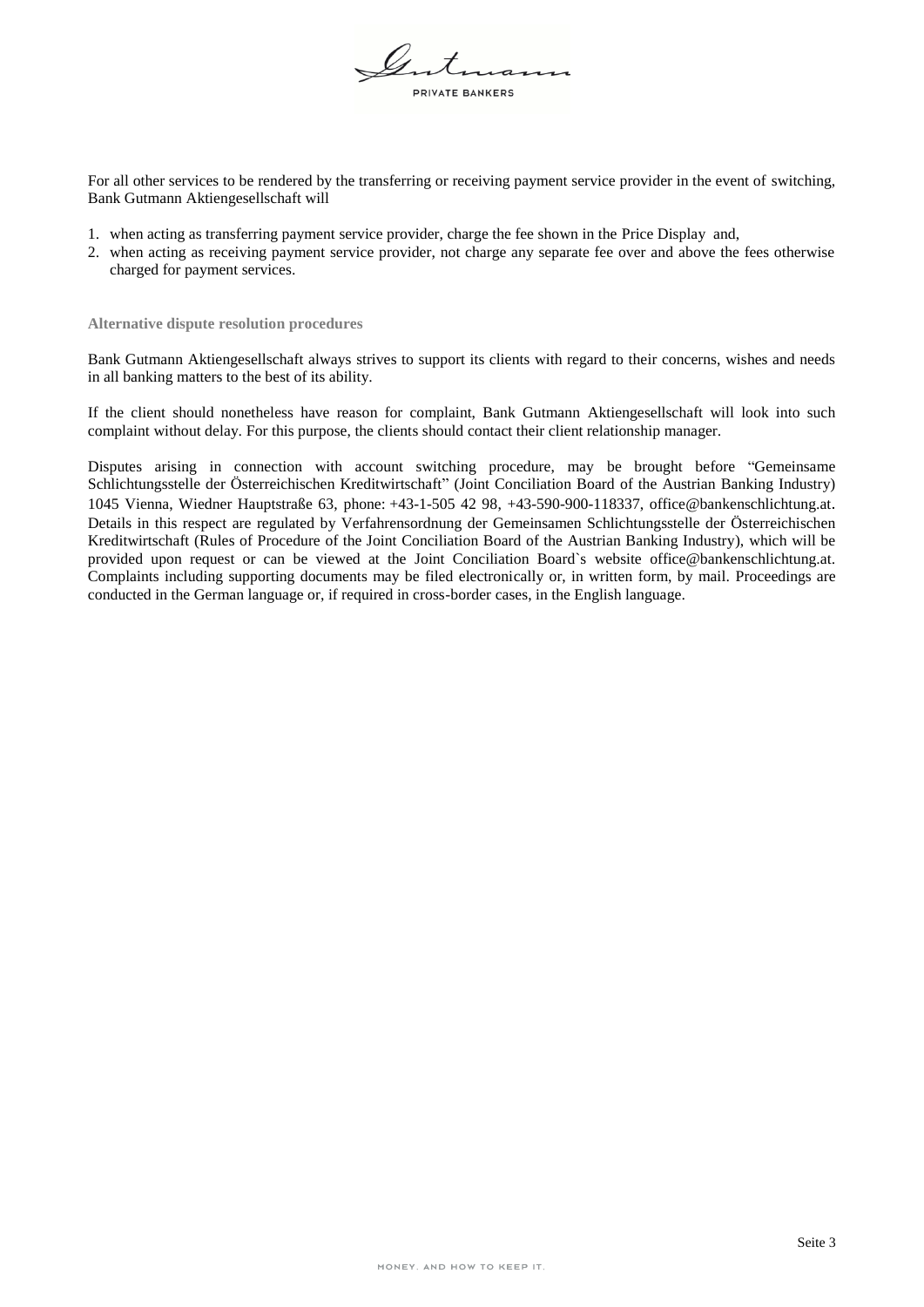For all other services to be rendered by the transferring or receiving payment service provider in the event of switching, Bank Gutmann Aktiengesellschaft will

1. when acting as transferring payment service provider, charge the fee shown in the Price Display and,
2. when acting as receiving payment service provider, not charge any separate fee over and above the fees otherwise charged for payment services.

### Alternative dispute resolution procedures

Bank Gutmann Aktiengesellschaft always strives to support its clients with regard to their concerns, wishes and needs in all banking matters to the best of its ability.

If the client should nonetheless have reason for complaint, Bank Gutmann Aktiengesellschaft will look into such complaint without delay. For this purpose, the clients should contact their client relationship manager.

Disputes arising in connection with account switching procedure, may be brought before "Gemeinsame Schlichtungsstelle der Österreichischen Kreditwirtschaft" (Joint Conciliation Board of the Austrian Banking Industry) 1045 Vienna, Wiedner Hauptstraße 63, phone: +43-1-505 42 98, +43-590-900-118337, office@bankenschlichtung.at. Details in this respect are regulated by Verfahrensordnung der Gemeinsamen Schlichtungsstelle der Österreichischen Kreditwirtschaft (Rules of Procedure of the Joint Conciliation Board of the Austrian Banking Industry), which will be provided upon request or can be viewed at the Joint Conciliation Board`s website office@bankenschlichtung.at. Complaints including supporting documents may be filed electronically or, in written form, by mail. Proceedings are conducted in the German language or, if required in cross-border cases, in the English language.